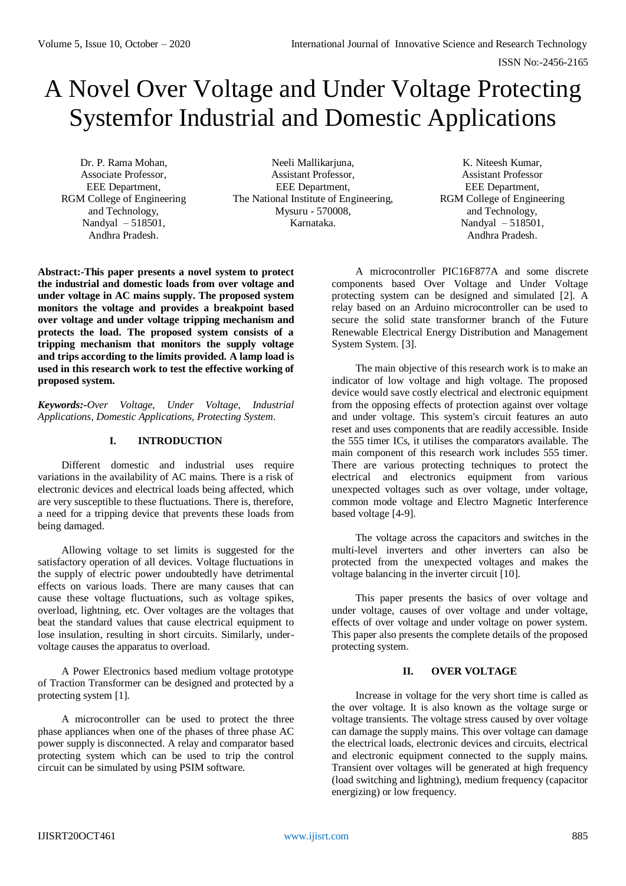# A Novel Over Voltage and Under Voltage Protecting Systemfor Industrial and Domestic Applications

Dr. P. Rama Mohan,
Associate Professor,
EEE Department,
RGM College of Engineering and Technology,
Nandyal – 518501,
Andhra Pradesh.

Neeli Mallikarjuna,
Assistant Professor,
EEE Department,
The National Institute of Engineering,
Mysuru - 570008,
Karnataka.

K. Niteesh Kumar,
Assistant Professor
EEE Department,
RGM College of Engineering and Technology,
Nandyal – 518501,
Andhra Pradesh.

**Abstract:-This paper presents a novel system to protect the industrial and domestic loads from over voltage and under voltage in AC mains supply. The proposed system monitors the voltage and provides a breakpoint based over voltage and under voltage tripping mechanism and protects the load. The proposed system consists of a tripping mechanism that monitors the supply voltage and trips according to the limits provided. A lamp load is used in this research work to test the effective working of proposed system.**

***Keywords:-****Over Voltage, Under Voltage, Industrial Applications, Domestic Applications, Protecting System.*

## I. INTRODUCTION

Different domestic and industrial uses require variations in the availability of AC mains. There is a risk of electronic devices and electrical loads being affected, which are very susceptible to these fluctuations. There is, therefore, a need for a tripping device that prevents these loads from being damaged.

Allowing voltage to set limits is suggested for the satisfactory operation of all devices. Voltage fluctuations in the supply of electric power undoubtedly have detrimental effects on various loads. There are many causes that can cause these voltage fluctuations, such as voltage spikes, overload, lightning, etc. Over voltages are the voltages that beat the standard values that cause electrical equipment to lose insulation, resulting in short circuits. Similarly, under-voltage causes the apparatus to overload.

A Power Electronics based medium voltage prototype of Traction Transformer can be designed and protected by a protecting system [1].

A microcontroller can be used to protect the three phase appliances when one of the phases of three phase AC power supply is disconnected. A relay and comparator based protecting system which can be used to trip the control circuit can be simulated by using PSIM software.

A microcontroller PIC16F877A and some discrete components based Over Voltage and Under Voltage protecting system can be designed and simulated [2]. A relay based on an Arduino microcontroller can be used to secure the solid state transformer branch of the Future Renewable Electrical Energy Distribution and Management System System. [3].

The main objective of this research work is to make an indicator of low voltage and high voltage. The proposed device would save costly electrical and electronic equipment from the opposing effects of protection against over voltage and under voltage. This system's circuit features an auto reset and uses components that are readily accessible. Inside the 555 timer ICs, it utilises the comparators available. The main component of this research work includes 555 timer. There are various protecting techniques to protect the electrical and electronics equipment from various unexpected voltages such as over voltage, under voltage, common mode voltage and Electro Magnetic Interference based voltage [4-9].

The voltage across the capacitors and switches in the multi-level inverters and other inverters can also be protected from the unexpected voltages and makes the voltage balancing in the inverter circuit [10].

This paper presents the basics of over voltage and under voltage, causes of over voltage and under voltage, effects of over voltage and under voltage on power system. This paper also presents the complete details of the proposed protecting system.

## II. OVER VOLTAGE

Increase in voltage for the very short time is called as the over voltage. It is also known as the voltage surge or voltage transients. The voltage stress caused by over voltage can damage the supply mains. This over voltage can damage the electrical loads, electronic devices and circuits, electrical and electronic equipment connected to the supply mains. Transient over voltages will be generated at high frequency (load switching and lightning), medium frequency (capacitor energizing) or low frequency.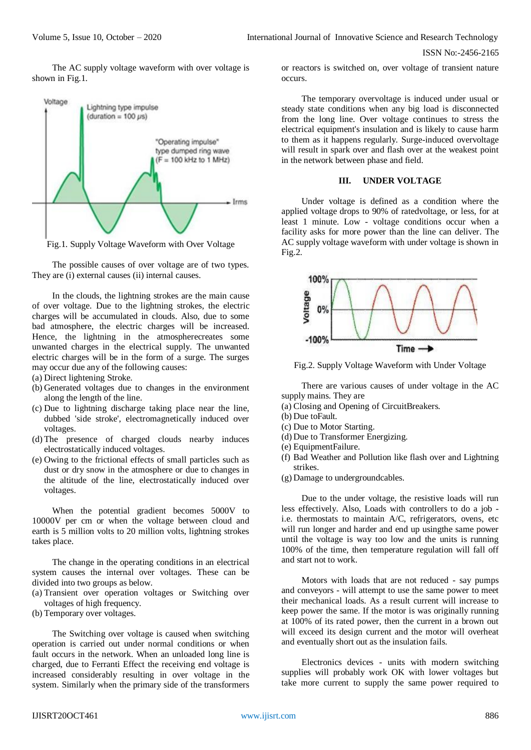The AC supply voltage waveform with over voltage is shown in Fig.1.

Fig.1. Supply Voltage Waveform with Over Voltage

The possible causes of over voltage are of two types. They are (i) external causes (ii) internal causes.

In the clouds, the lightning strokes are the main cause of over voltage. Due to the lightning strokes, the electric charges will be accumulated in clouds. Also, due to some bad atmosphere, the electric charges will be increased. Hence, the lightning in the atmospherecreates some unwanted charges in the electrical supply. The unwanted electric charges will be in the form of a surge. The surges may occur due any of the following causes:

(a) Direct lightening Stroke.
(b) Generated voltages due to changes in the environment along the length of the line.
(c) Due to lightning discharge taking place near the line, dubbed 'side stroke', electromagnetically induced over voltages.
(d) The presence of charged clouds nearby induces electrostatically induced voltages.
(e) Owing to the frictional effects of small particles such as dust or dry snow in the atmosphere or due to changes in the altitude of the line, electrostatically induced over voltages.

When the potential gradient becomes 5000V to 10000V per cm or when the voltage between cloud and earth is 5 million volts to 20 million volts, lightning strokes takes place.

The change in the operating conditions in an electrical system causes the internal over voltages. These can be divided into two groups as below.

(a) Transient over operation voltages or Switching over voltages of high frequency.
(b) Temporary over voltages.

The Switching over voltage is caused when switching operation is carried out under normal conditions or when fault occurs in the network. When an unloaded long line is charged, due to Ferranti Effect the receiving end voltage is increased considerably resulting in over voltage in the system. Similarly when the primary side of the transformers or reactors is switched on, over voltage of transient nature occurs.

The temporary overvoltage is induced under usual or steady state conditions when any big load is disconnected from the long line. Over voltage continues to stress the electrical equipment's insulation and is likely to cause harm to them as it happens regularly. Surge-induced overvoltage will result in spark over and flash over at the weakest point in the network between phase and field.

## III. UNDER VOLTAGE

Under voltage is defined as a condition where the applied voltage drops to 90% of ratedvoltage, or less, for at least 1 minute. Low - voltage conditions occur when a facility asks for more power than the line can deliver. The AC supply voltage waveform with under voltage is shown in Fig.2.

Fig.2. Supply Voltage Waveform with Under Voltage

There are various causes of under voltage in the AC supply mains. They are

(a) Closing and Opening of CircuitBreakers.
(b) Due toFault.
(c) Due to Motor Starting.
(d) Due to Transformer Energizing.
(e) EquipmentFailure.
(f) Bad Weather and Pollution like flash over and Lightning strikes.
(g) Damage to undergroundcables.

Due to the under voltage, the resistive loads will run less effectively. Also, Loads with controllers to do a job - i.e. thermostats to maintain A/C, refrigerators, ovens, etc will run longer and harder and end up usingthe same power until the voltage is way too low and the units is running 100% of the time, then temperature regulation will fall off and start not to work.

Motors with loads that are not reduced - say pumps and conveyors - will attempt to use the same power to meet their mechanical loads. As a result current will increase to keep power the same. If the motor is was originally running at 100% of its rated power, then the current in a brown out will exceed its design current and the motor will overheat and eventually short out as the insulation fails.

Electronics devices - units with modern switching supplies will probably work OK with lower voltages but take more current to supply the same power required to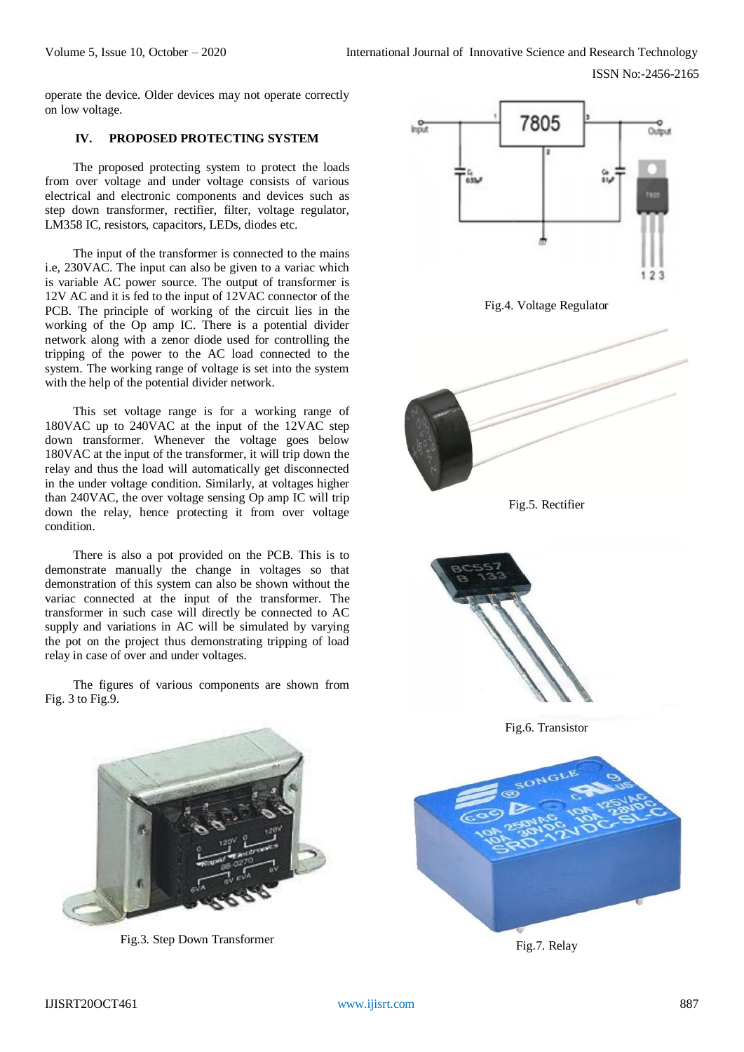operate the device. Older devices may not operate correctly on low voltage.

## IV. PROPOSED PROTECTING SYSTEM

The proposed protecting system to protect the loads from over voltage and under voltage consists of various electrical and electronic components and devices such as step down transformer, rectifier, filter, voltage regulator, LM358 IC, resistors, capacitors, LEDs, diodes etc.

The input of the transformer is connected to the mains i.e, 230VAC. The input can also be given to a variac which is variable AC power source. The output of transformer is 12V AC and it is fed to the input of 12VAC connector of the PCB. The principle of working of the circuit lies in the working of the Op amp IC. There is a potential divider network along with a zenor diode used for controlling the tripping of the power to the AC load connected to the system. The working range of voltage is set into the system with the help of the potential divider network.

This set voltage range is for a working range of 180VAC up to 240VAC at the input of the 12VAC step down transformer. Whenever the voltage goes below 180VAC at the input of the transformer, it will trip down the relay and thus the load will automatically get disconnected in the under voltage condition. Similarly, at voltages higher than 240VAC, the over voltage sensing Op amp IC will trip down the relay, hence protecting it from over voltage condition.

There is also a pot provided on the PCB. This is to demonstrate manually the change in voltages so that demonstration of this system can also be shown without the variac connected at the input of the transformer. The transformer in such case will directly be connected to AC supply and variations in AC will be simulated by varying the pot on the project thus demonstrating tripping of load relay in case of over and under voltages.

The figures of various components are shown from Fig. 3 to Fig.9.

Fig.3. Step Down Transformer

Fig.4. Voltage Regulator

Fig.5. Rectifier

Fig.6. Transistor

Fig.7. Relay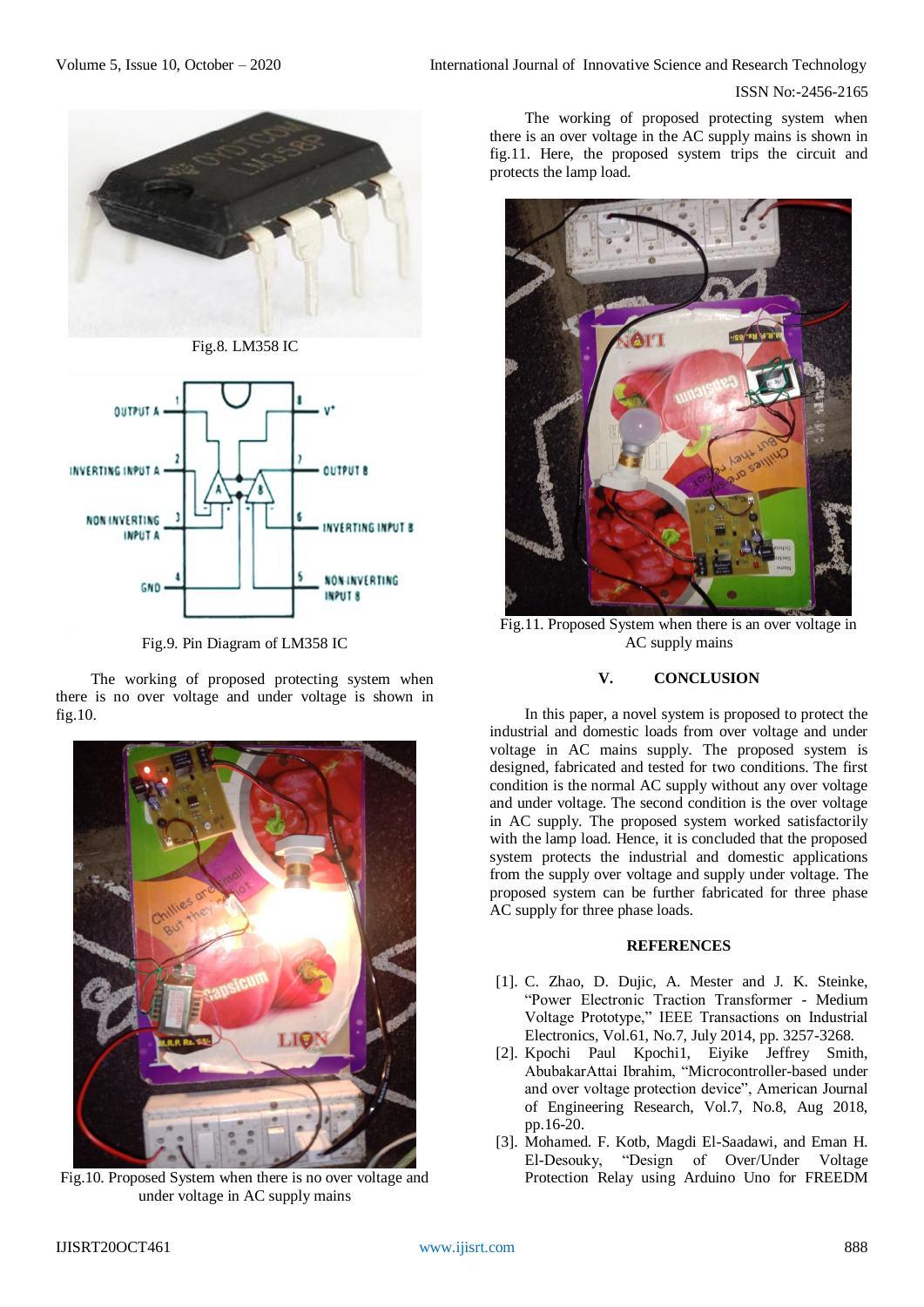Fig.8. LM358 IC

Fig.9. Pin Diagram of LM358 IC

The working of proposed protecting system when there is no over voltage and under voltage is shown in fig.10.

Fig.10. Proposed System when there is no over voltage and under voltage in AC supply mains

The working of proposed protecting system when there is an over voltage in the AC supply mains is shown in fig.11. Here, the proposed system trips the circuit and protects the lamp load.

Fig.11. Proposed System when there is an over voltage in AC supply mains

## V. CONCLUSION

In this paper, a novel system is proposed to protect the industrial and domestic loads from over voltage and under voltage in AC mains supply. The proposed system is designed, fabricated and tested for two conditions. The first condition is the normal AC supply without any over voltage and under voltage. The second condition is the over voltage in AC supply. The proposed system worked satisfactorily with the lamp load. Hence, it is concluded that the proposed system protects the industrial and domestic applications from the supply over voltage and supply under voltage. The proposed system can be further fabricated for three phase AC supply for three phase loads.

## REFERENCES

[1]. C. Zhao, D. Dujic, A. Mester and J. K. Steinke, "Power Electronic Traction Transformer - Medium Voltage Prototype," IEEE Transactions on Industrial Electronics, Vol.61, No.7, July 2014, pp. 3257-3268.

[2]. Kpochi Paul Kpochi1, Eiyike Jeffrey Smith, AbubakarAttai Ibrahim, "Microcontroller-based under and over voltage protection device", American Journal of Engineering Research, Vol.7, No.8, Aug 2018, pp.16-20.

[3]. Mohamed. F. Kotb, Magdi El-Saadawi, and Eman H. El-Desouky, "Design of Over/Under Voltage Protection Relay using Arduino Uno for FREEDM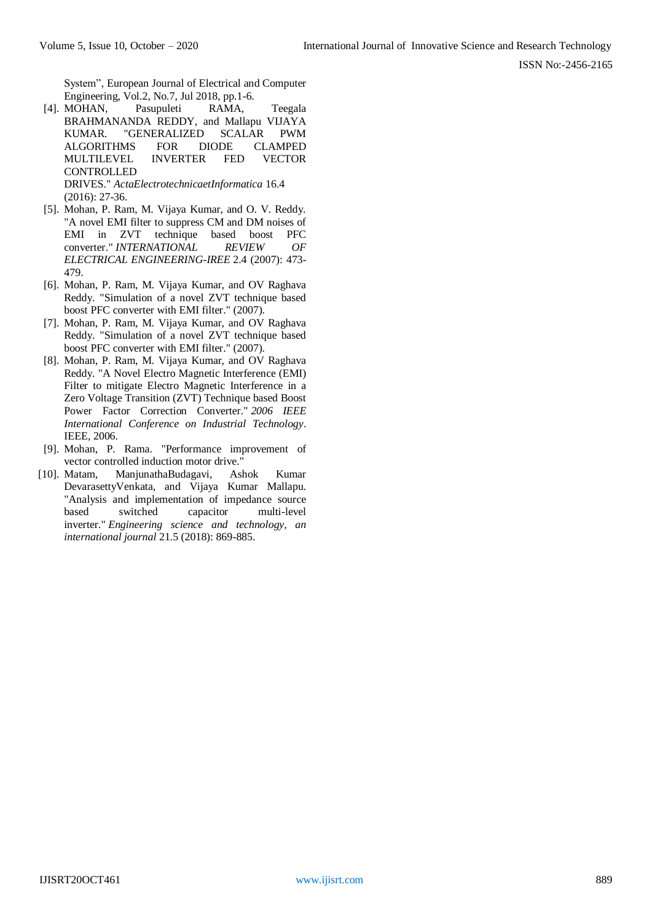System", European Journal of Electrical and Computer Engineering, Vol.2, No.7, Jul 2018, pp.1-6.

[4]. MOHAN, Pasupuleti RAMA, Teegala BRAHMANANDA REDDY, and Mallapu VIJAYA KUMAR. "GENERALIZED SCALAR PWM ALGORITHMS FOR DIODE CLAMPED MULTILEVEL INVERTER FED VECTOR CONTROLLED DRIVES." *ActaElectrotechnicaetInformatica* 16.4 (2016): 27-36.

[5]. Mohan, P. Ram, M. Vijaya Kumar, and O. V. Reddy. "A novel EMI filter to suppress CM and DM noises of EMI in ZVT technique based boost PFC converter." *INTERNATIONAL REVIEW OF ELECTRICAL ENGINEERING-IREE* 2.4 (2007): 473-479.

[6]. Mohan, P. Ram, M. Vijaya Kumar, and OV Raghava Reddy. "Simulation of a novel ZVT technique based boost PFC converter with EMI filter." (2007).

[7]. Mohan, P. Ram, M. Vijaya Kumar, and OV Raghava Reddy. "Simulation of a novel ZVT technique based boost PFC converter with EMI filter." (2007).

[8]. Mohan, P. Ram, M. Vijaya Kumar, and OV Raghava Reddy. "A Novel Electro Magnetic Interference (EMI) Filter to mitigate Electro Magnetic Interference in a Zero Voltage Transition (ZVT) Technique based Boost Power Factor Correction Converter." *2006 IEEE International Conference on Industrial Technology*. IEEE, 2006.

[9]. Mohan, P. Rama. "Performance improvement of vector controlled induction motor drive."

[10]. Matam, ManjunathaBudagavi, Ashok Kumar DevarasettyVenkata, and Vijaya Kumar Mallapu. "Analysis and implementation of impedance source based switched capacitor multi-level inverter." *Engineering science and technology, an international journal* 21.5 (2018): 869-885.